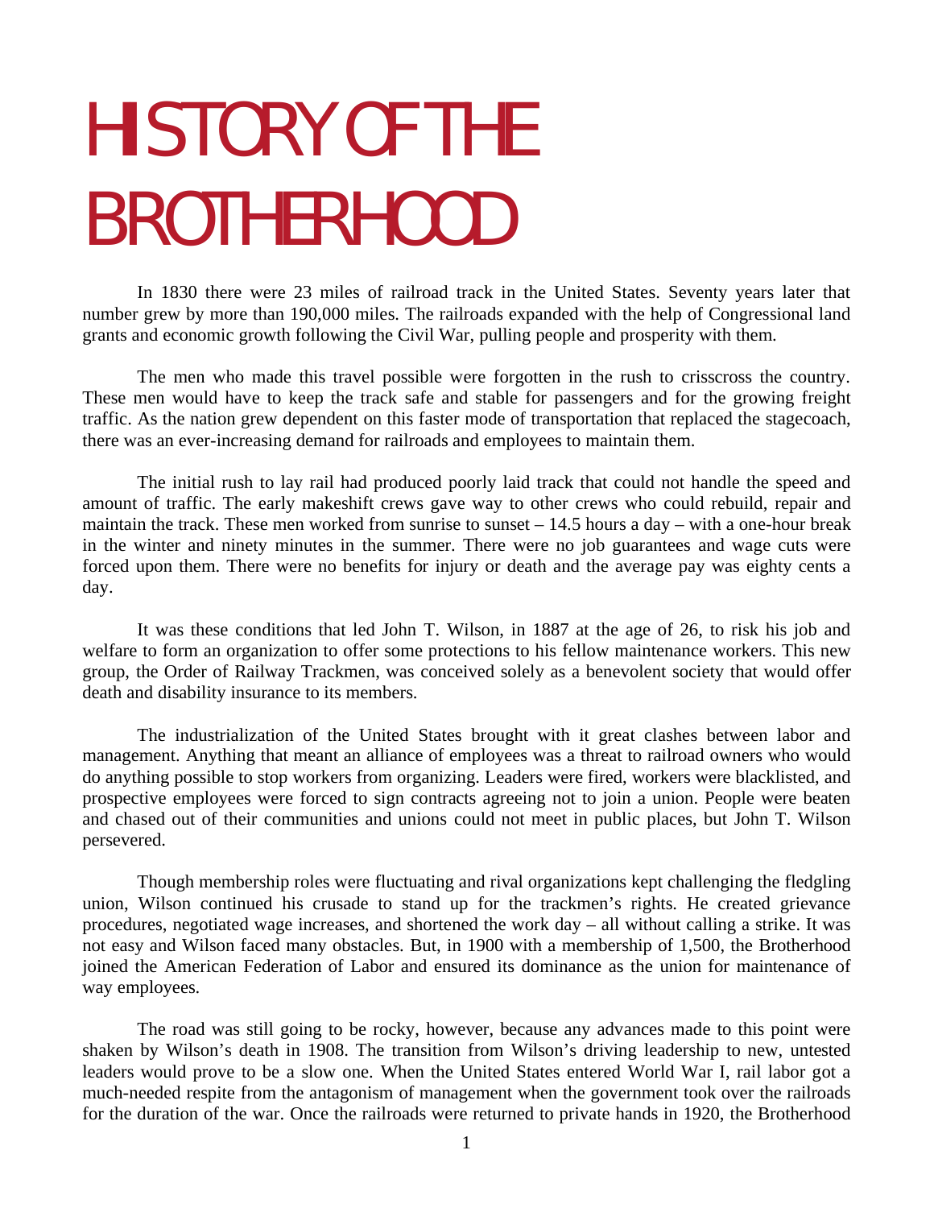# HISTORY OF THE BROTHERHOOD

In 1830 there were 23 miles of railroad track in the United States. Seventy years later that number grew by more than 190,000 miles. The railroads expanded with the help of Congressional land grants and economic growth following the Civil War, pulling people and prosperity with them.

The men who made this travel possible were forgotten in the rush to crisscross the country. These men would have to keep the track safe and stable for passengers and for the growing freight traffic. As the nation grew dependent on this faster mode of transportation that replaced the stagecoach, there was an ever-increasing demand for railroads and employees to maintain them.

The initial rush to lay rail had produced poorly laid track that could not handle the speed and amount of traffic. The early makeshift crews gave way to other crews who could rebuild, repair and maintain the track. These men worked from sunrise to sunset – 14.5 hours a day – with a one-hour break in the winter and ninety minutes in the summer. There were no job guarantees and wage cuts were forced upon them. There were no benefits for injury or death and the average pay was eighty cents a day.

It was these conditions that led John T. Wilson, in 1887 at the age of 26, to risk his job and welfare to form an organization to offer some protections to his fellow maintenance workers. This new group, the Order of Railway Trackmen, was conceived solely as a benevolent society that would offer death and disability insurance to its members.

The industrialization of the United States brought with it great clashes between labor and management. Anything that meant an alliance of employees was a threat to railroad owners who would do anything possible to stop workers from organizing. Leaders were fired, workers were blacklisted, and prospective employees were forced to sign contracts agreeing not to join a union. People were beaten and chased out of their communities and unions could not meet in public places, but John T. Wilson persevered.

Though membership roles were fluctuating and rival organizations kept challenging the fledgling union, Wilson continued his crusade to stand up for the trackmen's rights. He created grievance procedures, negotiated wage increases, and shortened the work day – all without calling a strike. It was not easy and Wilson faced many obstacles. But, in 1900 with a membership of 1,500, the Brotherhood joined the American Federation of Labor and ensured its dominance as the union for maintenance of way employees.

The road was still going to be rocky, however, because any advances made to this point were shaken by Wilson's death in 1908. The transition from Wilson's driving leadership to new, untested leaders would prove to be a slow one. When the United States entered World War I, rail labor got a much-needed respite from the antagonism of management when the government took over the railroads for the duration of the war. Once the railroads were returned to private hands in 1920, the Brotherhood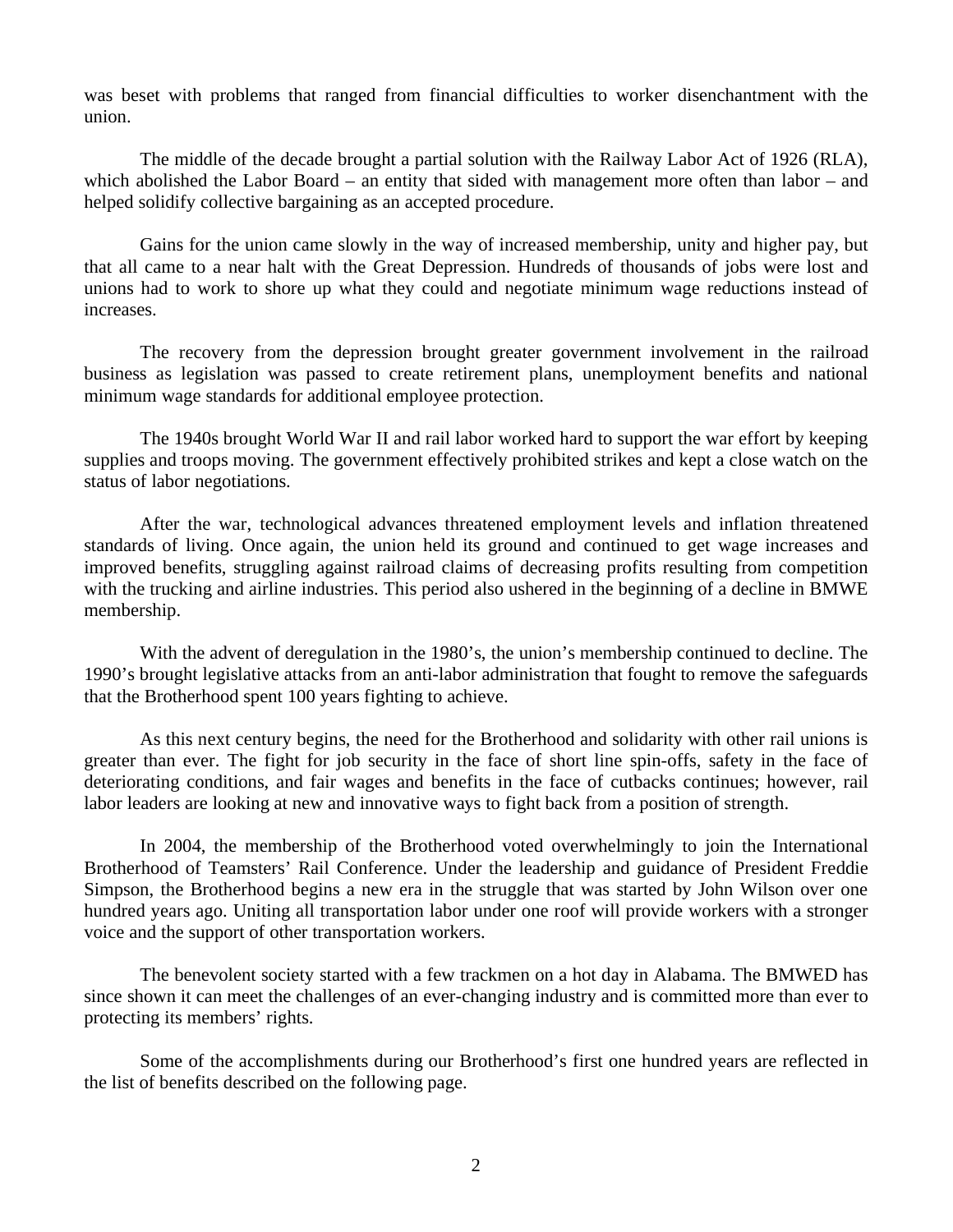was beset with problems that ranged from financial difficulties to worker disenchantment with the union.

The middle of the decade brought a partial solution with the Railway Labor Act of 1926 (RLA), which abolished the Labor Board – an entity that sided with management more often than labor – and helped solidify collective bargaining as an accepted procedure.

Gains for the union came slowly in the way of increased membership, unity and higher pay, but that all came to a near halt with the Great Depression. Hundreds of thousands of jobs were lost and unions had to work to shore up what they could and negotiate minimum wage reductions instead of increases.

The recovery from the depression brought greater government involvement in the railroad business as legislation was passed to create retirement plans, unemployment benefits and national minimum wage standards for additional employee protection.

The 1940s brought World War II and rail labor worked hard to support the war effort by keeping supplies and troops moving. The government effectively prohibited strikes and kept a close watch on the status of labor negotiations.

After the war, technological advances threatened employment levels and inflation threatened standards of living. Once again, the union held its ground and continued to get wage increases and improved benefits, struggling against railroad claims of decreasing profits resulting from competition with the trucking and airline industries. This period also ushered in the beginning of a decline in BMWE membership.

With the advent of deregulation in the 1980's, the union's membership continued to decline. The 1990's brought legislative attacks from an anti-labor administration that fought to remove the safeguards that the Brotherhood spent 100 years fighting to achieve.

As this next century begins, the need for the Brotherhood and solidarity with other rail unions is greater than ever. The fight for job security in the face of short line spin-offs, safety in the face of deteriorating conditions, and fair wages and benefits in the face of cutbacks continues; however, rail labor leaders are looking at new and innovative ways to fight back from a position of strength.

In 2004, the membership of the Brotherhood voted overwhelmingly to join the International Brotherhood of Teamsters' Rail Conference. Under the leadership and guidance of President Freddie Simpson, the Brotherhood begins a new era in the struggle that was started by John Wilson over one hundred years ago. Uniting all transportation labor under one roof will provide workers with a stronger voice and the support of other transportation workers.

The benevolent society started with a few trackmen on a hot day in Alabama. The BMWED has since shown it can meet the challenges of an ever-changing industry and is committed more than ever to protecting its members' rights.

Some of the accomplishments during our Brotherhood's first one hundred years are reflected in the list of benefits described on the following page.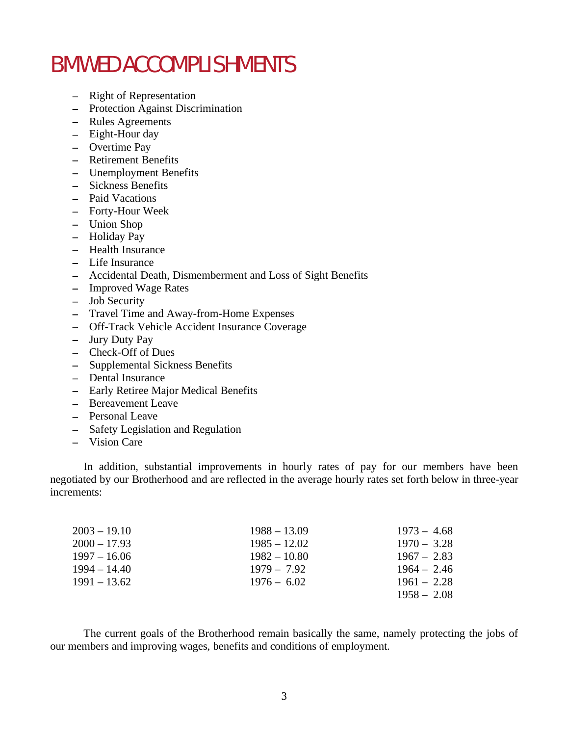# BMWED ACCOMPLISHMENTS

- Right of Representation
- Protection Against Discrimination
- Rules Agreements
- Eight-Hour day
- Overtime Pay
- Retirement Benefits
- Unemployment Benefits
- Sickness Benefits
- Paid Vacations
- Forty-Hour Week
- Union Shop
- Holiday Pay
- Health Insurance
- Life Insurance
- Accidental Death, Dismemberment and Loss of Sight Benefits
- Improved Wage Rates
- Job Security
- Travel Time and Away-from-Home Expenses
- Off-Track Vehicle Accident Insurance Coverage
- Jury Duty Pay
- Check-Off of Dues
- Supplemental Sickness Benefits
- Dental Insurance
- Early Retiree Major Medical Benefits
- Bereavement Leave
- Personal Leave
- Safety Legislation and Regulation
- Vision Care

In addition, substantial improvements in hourly rates of pay for our members have been negotiated by our Brotherhood and are reflected in the average hourly rates set forth below in three-year increments:

2003 – 19.10
2000 – 17.93
1997 – 16.06
1994 – 14.40
1991 – 13.62
1988 – 13.09
1985 – 12.02
1982 – 10.80
1979 – 7.92
1976 – 6.02
1973 – 4.68
1970 – 3.28
1967 – 2.83
1964 – 2.46
1961 – 2.28
1958 – 2.08

The current goals of the Brotherhood remain basically the same, namely protecting the jobs of our members and improving wages, benefits and conditions of employment.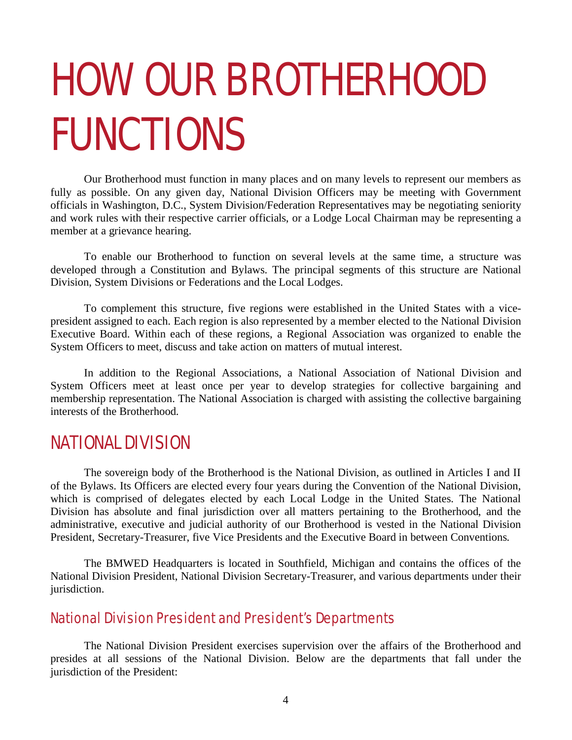# HOW OUR BROTHERHOOD FUNCTIONS

Our Brotherhood must function in many places and on many levels to represent our members as fully as possible. On any given day, National Division Officers may be meeting with Government officials in Washington, D.C., System Division/Federation Representatives may be negotiating seniority and work rules with their respective carrier officials, or a Lodge Local Chairman may be representing a member at a grievance hearing.

To enable our Brotherhood to function on several levels at the same time, a structure was developed through a Constitution and Bylaws. The principal segments of this structure are National Division, System Divisions or Federations and the Local Lodges.

To complement this structure, five regions were established in the United States with a vice-president assigned to each. Each region is also represented by a member elected to the National Division Executive Board. Within each of these regions, a Regional Association was organized to enable the System Officers to meet, discuss and take action on matters of mutual interest.

In addition to the Regional Associations, a National Association of National Division and System Officers meet at least once per year to develop strategies for collective bargaining and membership representation. The National Association is charged with assisting the collective bargaining interests of the Brotherhood.

## NATIONAL DIVISION

The sovereign body of the Brotherhood is the National Division, as outlined in Articles I and II of the Bylaws. Its Officers are elected every four years during the Convention of the National Division, which is comprised of delegates elected by each Local Lodge in the United States. The National Division has absolute and final jurisdiction over all matters pertaining to the Brotherhood, and the administrative, executive and judicial authority of our Brotherhood is vested in the National Division President, Secretary-Treasurer, five Vice Presidents and the Executive Board in between Conventions.

The BMWED Headquarters is located in Southfield, Michigan and contains the offices of the National Division President, National Division Secretary-Treasurer, and various departments under their jurisdiction.

### National Division President and President's Departments

The National Division President exercises supervision over the affairs of the Brotherhood and presides at all sessions of the National Division. Below are the departments that fall under the jurisdiction of the President: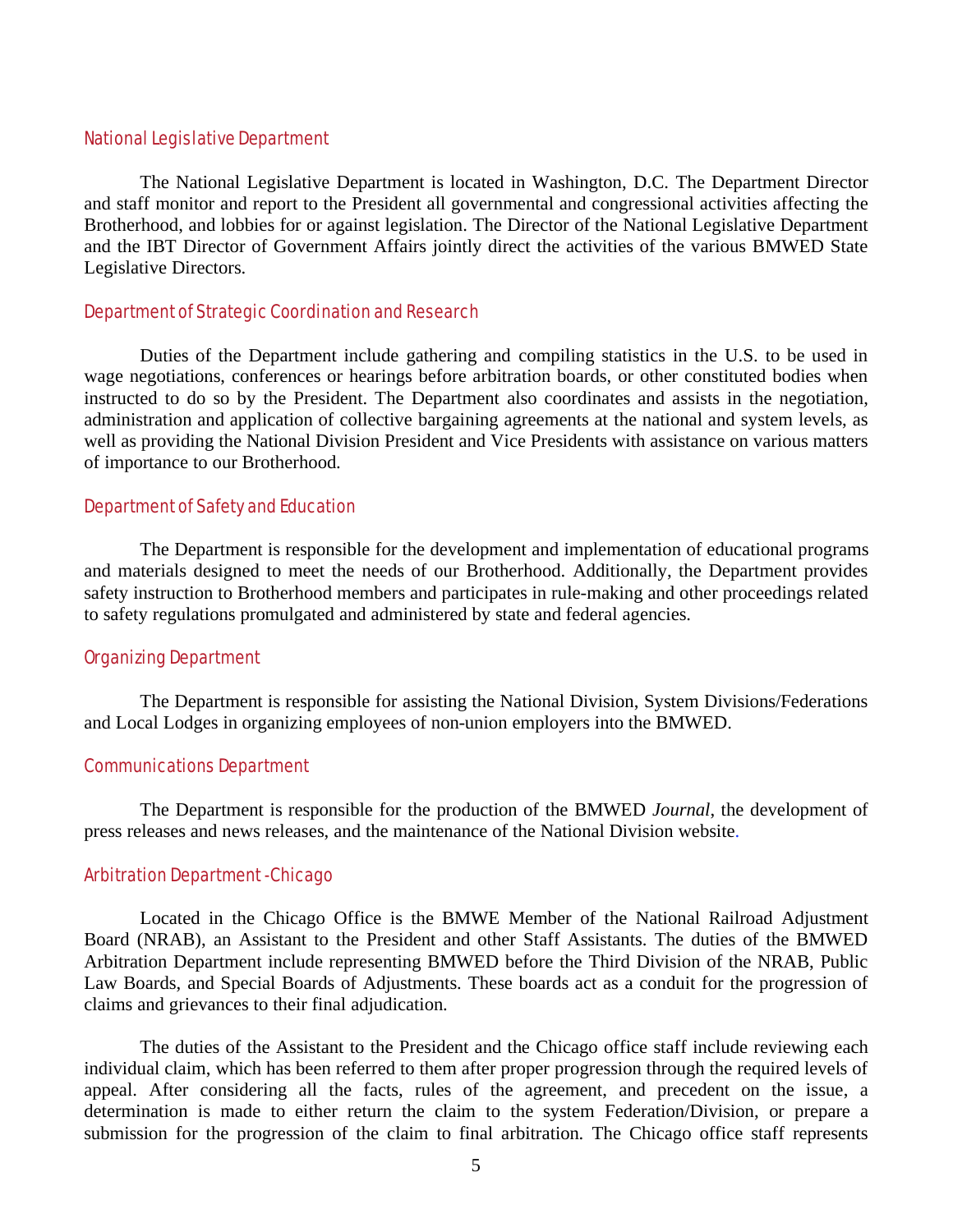## National Legislative Department

The National Legislative Department is located in Washington, D.C. The Department Director and staff monitor and report to the President all governmental and congressional activities affecting the Brotherhood, and lobbies for or against legislation. The Director of the National Legislative Department and the IBT Director of Government Affairs jointly direct the activities of the various BMWED State Legislative Directors.

## Department of Strategic Coordination and Research

Duties of the Department include gathering and compiling statistics in the U.S. to be used in wage negotiations, conferences or hearings before arbitration boards, or other constituted bodies when instructed to do so by the President. The Department also coordinates and assists in the negotiation, administration and application of collective bargaining agreements at the national and system levels, as well as providing the National Division President and Vice Presidents with assistance on various matters of importance to our Brotherhood.

## Department of Safety and Education

The Department is responsible for the development and implementation of educational programs and materials designed to meet the needs of our Brotherhood. Additionally, the Department provides safety instruction to Brotherhood members and participates in rule-making and other proceedings related to safety regulations promulgated and administered by state and federal agencies.

## Organizing Department

The Department is responsible for assisting the National Division, System Divisions/Federations and Local Lodges in organizing employees of non-union employers into the BMWED.

## Communications Department

The Department is responsible for the production of the BMWED *Journal*, the development of press releases and news releases, and the maintenance of the National Division website.

## Arbitration Department -Chicago

Located in the Chicago Office is the BMWE Member of the National Railroad Adjustment Board (NRAB), an Assistant to the President and other Staff Assistants. The duties of the BMWED Arbitration Department include representing BMWED before the Third Division of the NRAB, Public Law Boards, and Special Boards of Adjustments. These boards act as a conduit for the progression of claims and grievances to their final adjudication.

The duties of the Assistant to the President and the Chicago office staff include reviewing each individual claim, which has been referred to them after proper progression through the required levels of appeal. After considering all the facts, rules of the agreement, and precedent on the issue, a determination is made to either return the claim to the system Federation/Division, or prepare a submission for the progression of the claim to final arbitration. The Chicago office staff represents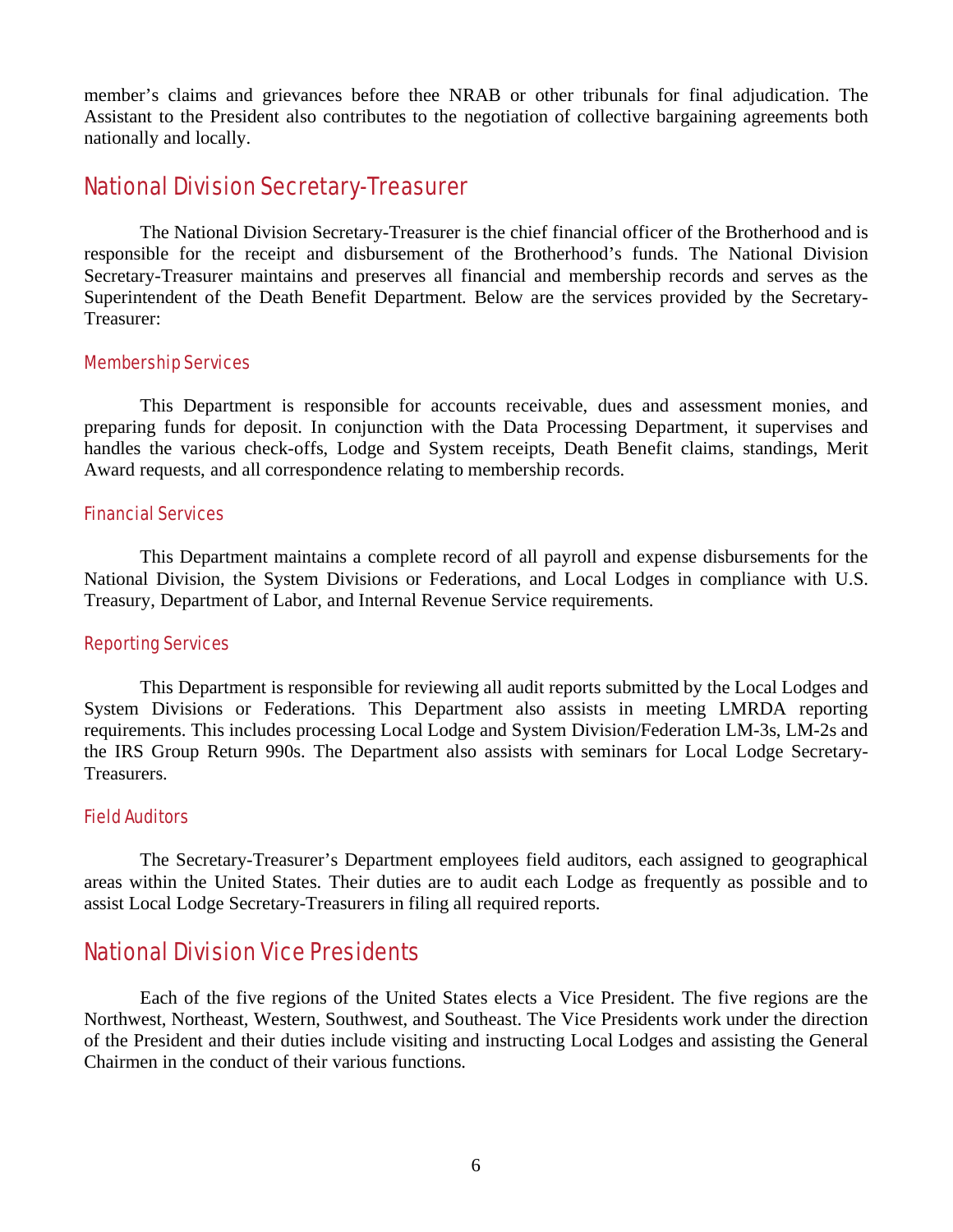member's claims and grievances before thee NRAB or other tribunals for final adjudication. The Assistant to the President also contributes to the negotiation of collective bargaining agreements both nationally and locally.

## National Division Secretary-Treasurer

The National Division Secretary-Treasurer is the chief financial officer of the Brotherhood and is responsible for the receipt and disbursement of the Brotherhood's funds. The National Division Secretary-Treasurer maintains and preserves all financial and membership records and serves as the Superintendent of the Death Benefit Department. Below are the services provided by the Secretary-Treasurer:

### Membership Services

This Department is responsible for accounts receivable, dues and assessment monies, and preparing funds for deposit. In conjunction with the Data Processing Department, it supervises and handles the various check-offs, Lodge and System receipts, Death Benefit claims, standings, Merit Award requests, and all correspondence relating to membership records.

### Financial Services

This Department maintains a complete record of all payroll and expense disbursements for the National Division, the System Divisions or Federations, and Local Lodges in compliance with U.S. Treasury, Department of Labor, and Internal Revenue Service requirements.

### Reporting Services

This Department is responsible for reviewing all audit reports submitted by the Local Lodges and System Divisions or Federations. This Department also assists in meeting LMRDA reporting requirements. This includes processing Local Lodge and System Division/Federation LM-3s, LM-2s and the IRS Group Return 990s. The Department also assists with seminars for Local Lodge Secretary-Treasurers.

### Field Auditors

The Secretary-Treasurer's Department employees field auditors, each assigned to geographical areas within the United States. Their duties are to audit each Lodge as frequently as possible and to assist Local Lodge Secretary-Treasurers in filing all required reports.

## National Division Vice Presidents

Each of the five regions of the United States elects a Vice President. The five regions are the Northwest, Northeast, Western, Southwest, and Southeast. The Vice Presidents work under the direction of the President and their duties include visiting and instructing Local Lodges and assisting the General Chairmen in the conduct of their various functions.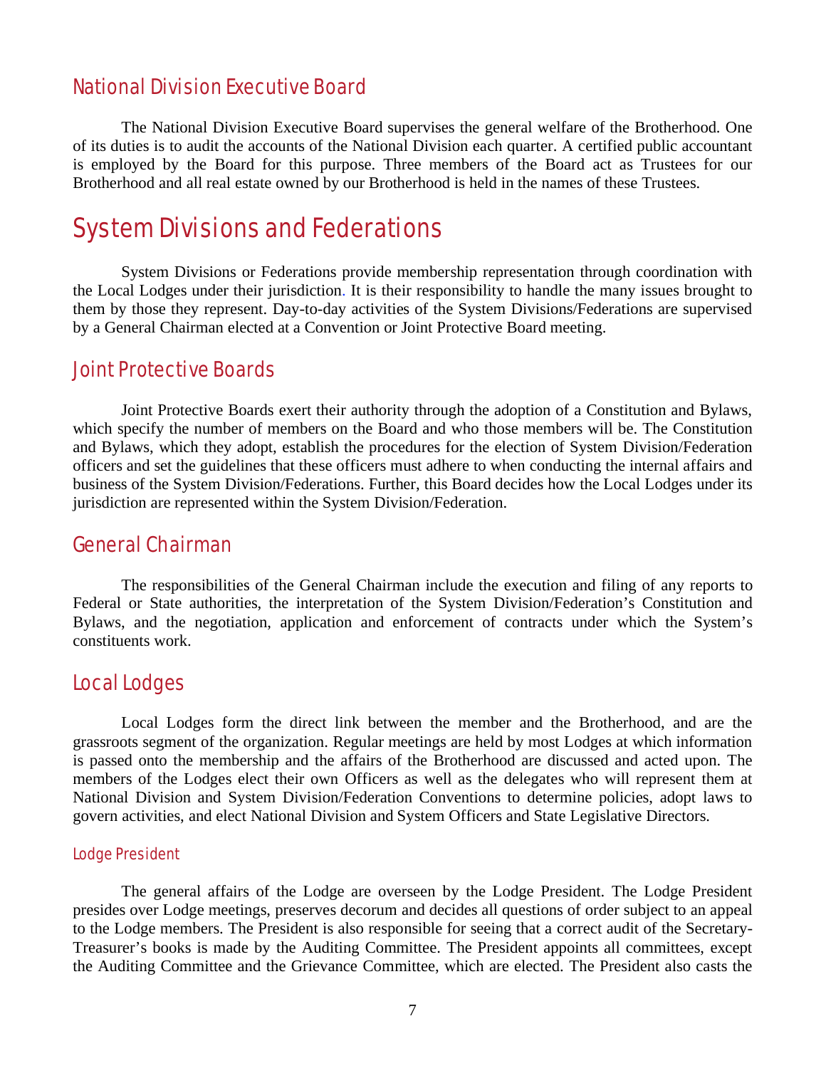## National Division Executive Board

The National Division Executive Board supervises the general welfare of the Brotherhood. One of its duties is to audit the accounts of the National Division each quarter. A certified public accountant is employed by the Board for this purpose. Three members of the Board act as Trustees for our Brotherhood and all real estate owned by our Brotherhood is held in the names of these Trustees.

# System Divisions and Federations

System Divisions or Federations provide membership representation through coordination with the Local Lodges under their jurisdiction. It is their responsibility to handle the many issues brought to them by those they represent. Day-to-day activities of the System Divisions/Federations are supervised by a General Chairman elected at a Convention or Joint Protective Board meeting.

## Joint Protective Boards

Joint Protective Boards exert their authority through the adoption of a Constitution and Bylaws, which specify the number of members on the Board and who those members will be. The Constitution and Bylaws, which they adopt, establish the procedures for the election of System Division/Federation officers and set the guidelines that these officers must adhere to when conducting the internal affairs and business of the System Division/Federations. Further, this Board decides how the Local Lodges under its jurisdiction are represented within the System Division/Federation.

## General Chairman

The responsibilities of the General Chairman include the execution and filing of any reports to Federal or State authorities, the interpretation of the System Division/Federation's Constitution and Bylaws, and the negotiation, application and enforcement of contracts under which the System's constituents work.

## Local Lodges

Local Lodges form the direct link between the member and the Brotherhood, and are the grassroots segment of the organization. Regular meetings are held by most Lodges at which information is passed onto the membership and the affairs of the Brotherhood are discussed and acted upon. The members of the Lodges elect their own Officers as well as the delegates who will represent them at National Division and System Division/Federation Conventions to determine policies, adopt laws to govern activities, and elect National Division and System Officers and State Legislative Directors.

### Lodge President

The general affairs of the Lodge are overseen by the Lodge President. The Lodge President presides over Lodge meetings, preserves decorum and decides all questions of order subject to an appeal to the Lodge members. The President is also responsible for seeing that a correct audit of the Secretary-Treasurer's books is made by the Auditing Committee. The President appoints all committees, except the Auditing Committee and the Grievance Committee, which are elected. The President also casts the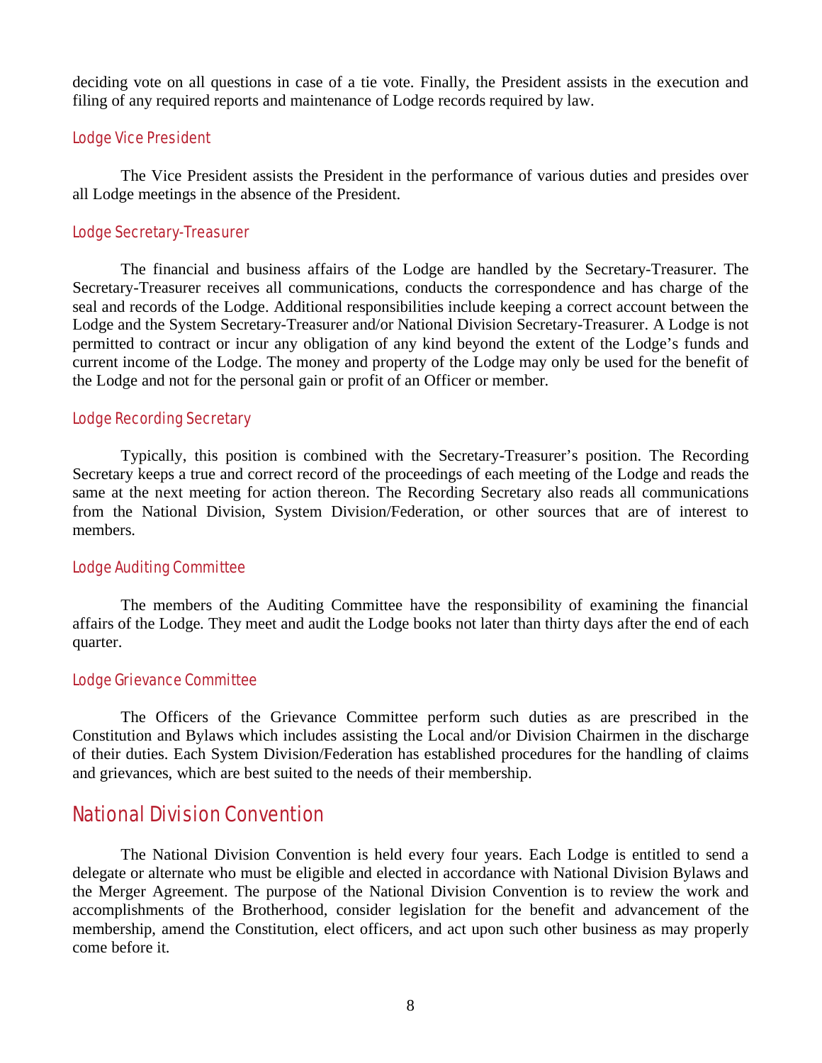deciding vote on all questions in case of a tie vote. Finally, the President assists in the execution and filing of any required reports and maintenance of Lodge records required by law.

### Lodge Vice President

The Vice President assists the President in the performance of various duties and presides over all Lodge meetings in the absence of the President.

### Lodge Secretary-Treasurer

The financial and business affairs of the Lodge are handled by the Secretary-Treasurer. The Secretary-Treasurer receives all communications, conducts the correspondence and has charge of the seal and records of the Lodge. Additional responsibilities include keeping a correct account between the Lodge and the System Secretary-Treasurer and/or National Division Secretary-Treasurer. A Lodge is not permitted to contract or incur any obligation of any kind beyond the extent of the Lodge's funds and current income of the Lodge. The money and property of the Lodge may only be used for the benefit of the Lodge and not for the personal gain or profit of an Officer or member.

### Lodge Recording Secretary

Typically, this position is combined with the Secretary-Treasurer's position. The Recording Secretary keeps a true and correct record of the proceedings of each meeting of the Lodge and reads the same at the next meeting for action thereon. The Recording Secretary also reads all communications from the National Division, System Division/Federation, or other sources that are of interest to members.

### Lodge Auditing Committee

The members of the Auditing Committee have the responsibility of examining the financial affairs of the Lodge. They meet and audit the Lodge books not later than thirty days after the end of each quarter.

### Lodge Grievance Committee

The Officers of the Grievance Committee perform such duties as are prescribed in the Constitution and Bylaws which includes assisting the Local and/or Division Chairmen in the discharge of their duties. Each System Division/Federation has established procedures for the handling of claims and grievances, which are best suited to the needs of their membership.

## National Division Convention

The National Division Convention is held every four years. Each Lodge is entitled to send a delegate or alternate who must be eligible and elected in accordance with National Division Bylaws and the Merger Agreement. The purpose of the National Division Convention is to review the work and accomplishments of the Brotherhood, consider legislation for the benefit and advancement of the membership, amend the Constitution, elect officers, and act upon such other business as may properly come before it.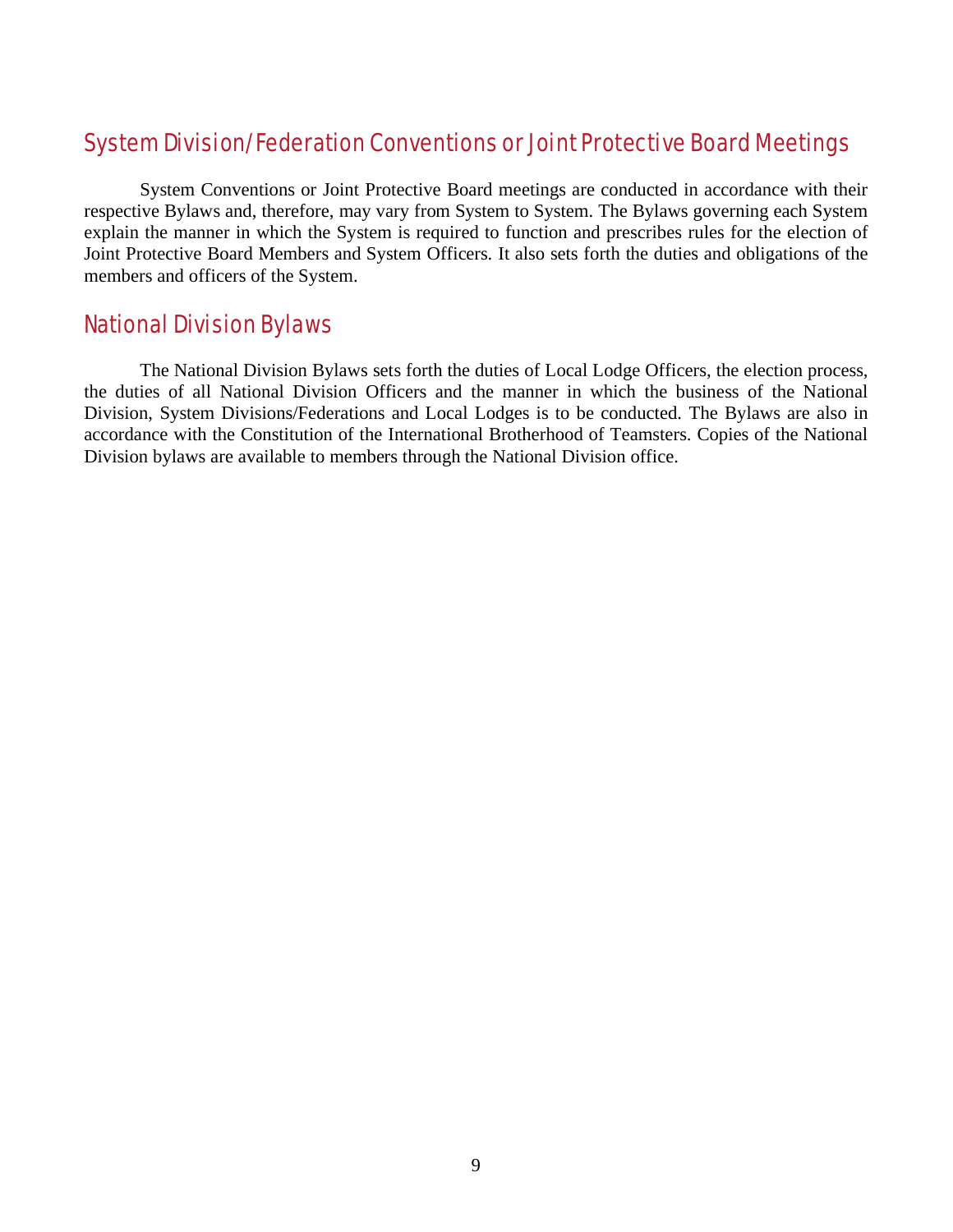## System Division/Federation Conventions or Joint Protective Board Meetings

System Conventions or Joint Protective Board meetings are conducted in accordance with their respective Bylaws and, therefore, may vary from System to System. The Bylaws governing each System explain the manner in which the System is required to function and prescribes rules for the election of Joint Protective Board Members and System Officers. It also sets forth the duties and obligations of the members and officers of the System.

## National Division Bylaws

The National Division Bylaws sets forth the duties of Local Lodge Officers, the election process, the duties of all National Division Officers and the manner in which the business of the National Division, System Divisions/Federations and Local Lodges is to be conducted. The Bylaws are also in accordance with the Constitution of the International Brotherhood of Teamsters. Copies of the National Division bylaws are available to members through the National Division office.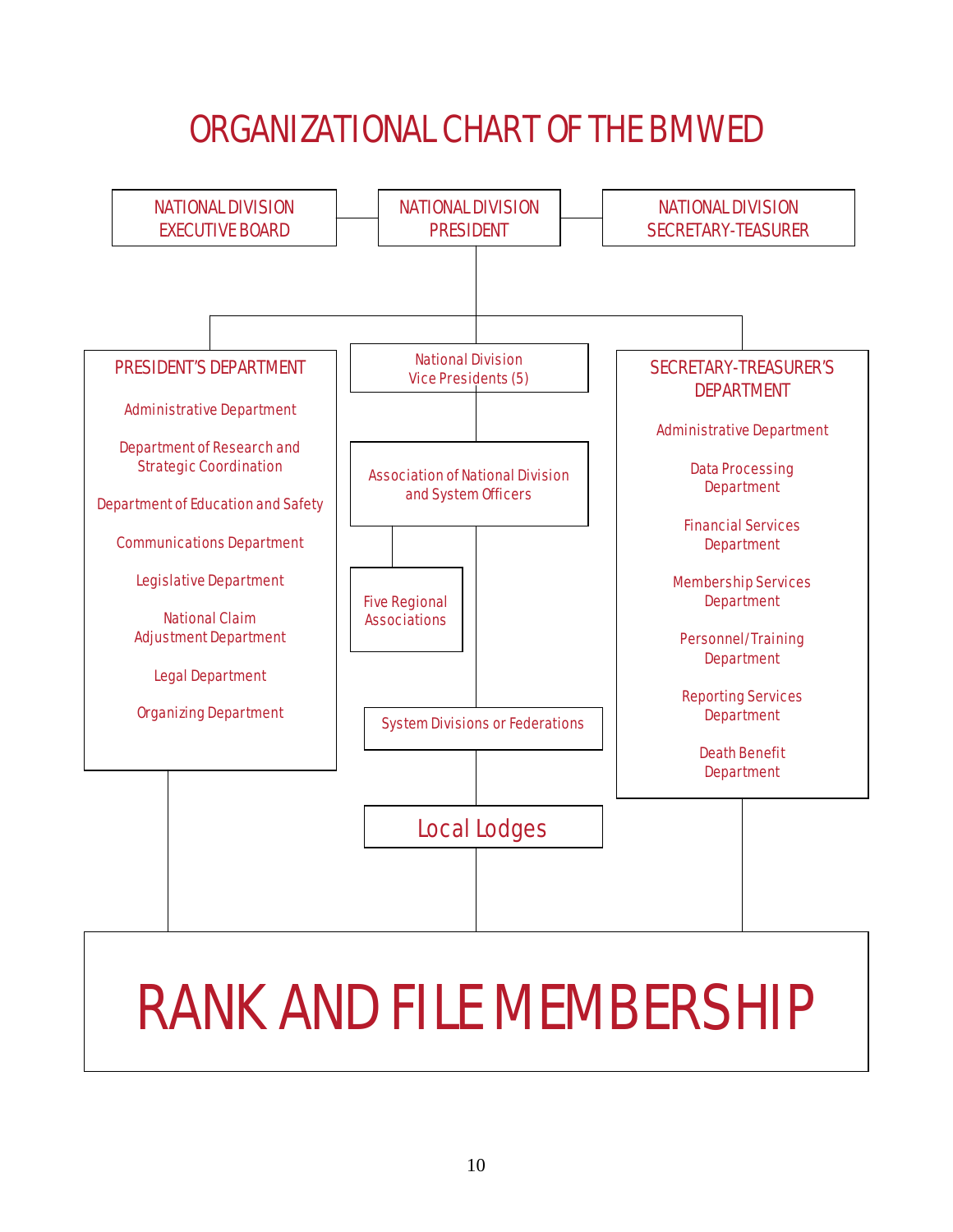# ORGANIZATIONAL CHART OF THE BMWED

NATIONAL DIVISION EXECUTIVE BOARD

NATIONAL DIVISION PRESIDENT

NATIONAL DIVISION SECRETARY-TEASURER

## PRESIDENT'S DEPARTMENT

- Administrative Department
- Department of Research and Strategic Coordination
- Department of Education and Safety
- Communications Department
- Legislative Department
- National Claim Adjustment Department
- Legal Department
- Organizing Department

National Division Vice Presidents (5)

Association of National Division and System Officers

Five Regional Associations

System Divisions or Federations

Local Lodges

## SECRETARY-TREASURER'S DEPARTMENT

- Administrative Department
- Data Processing Department
- Financial Services Department
- Membership Services Department
- Personnel/Training Department
- Reporting Services Department
- Death Benefit Department

# RANK AND FILE MEMBERSHIP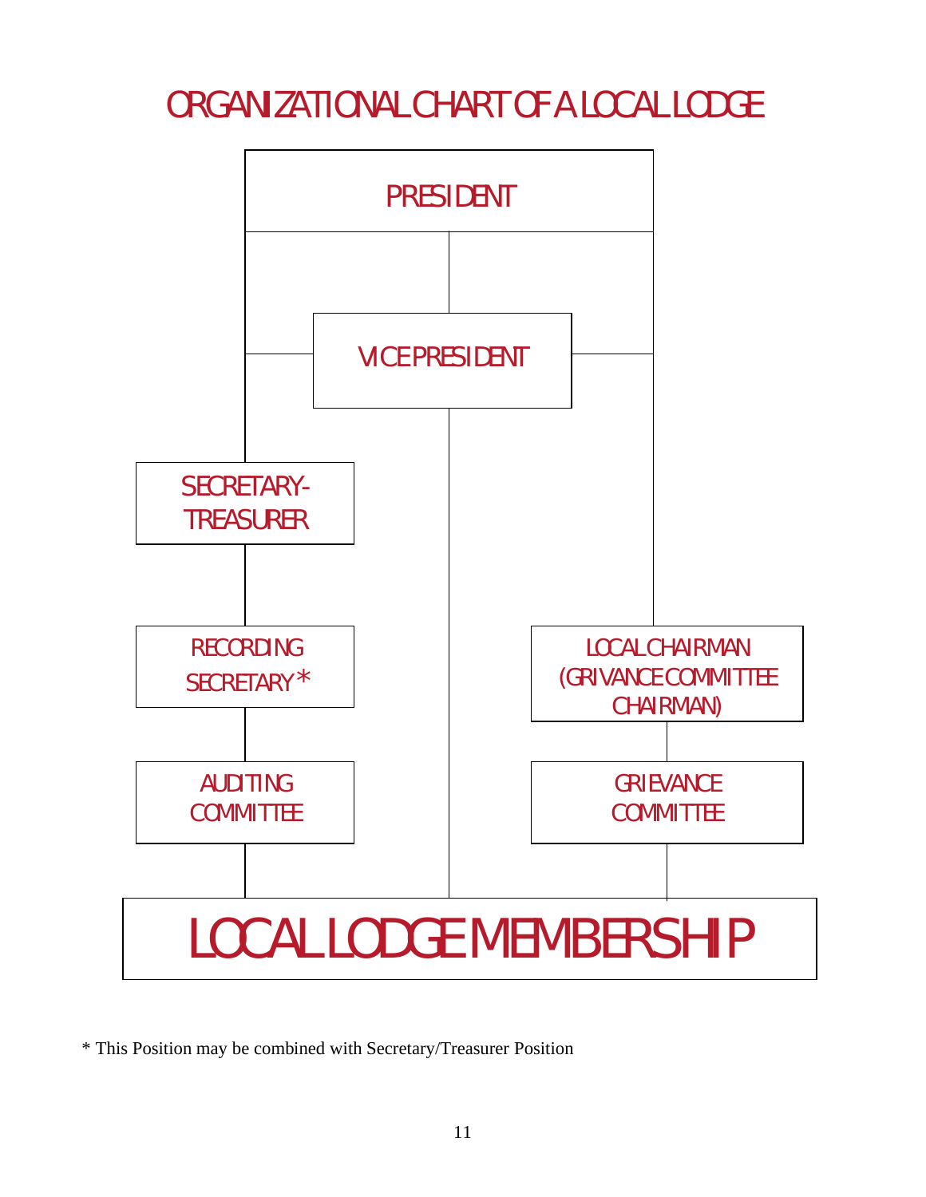# ORGANIZATIONAL CHART OF A LOCAL LODGE

PRESIDENT

VICE PRESIDENT

SECRETARY-TREASURER

RECORDING SECRETARY*

AUDITING COMMITTEE

LOCAL CHAIRMAN (GRIVANCE COMMITTEE CHAIRMAN)

GRIEVANCE COMMITTEE

LOCAL LODGE MEMBERSHIP

* This Position may be combined with Secretary/Treasurer Position